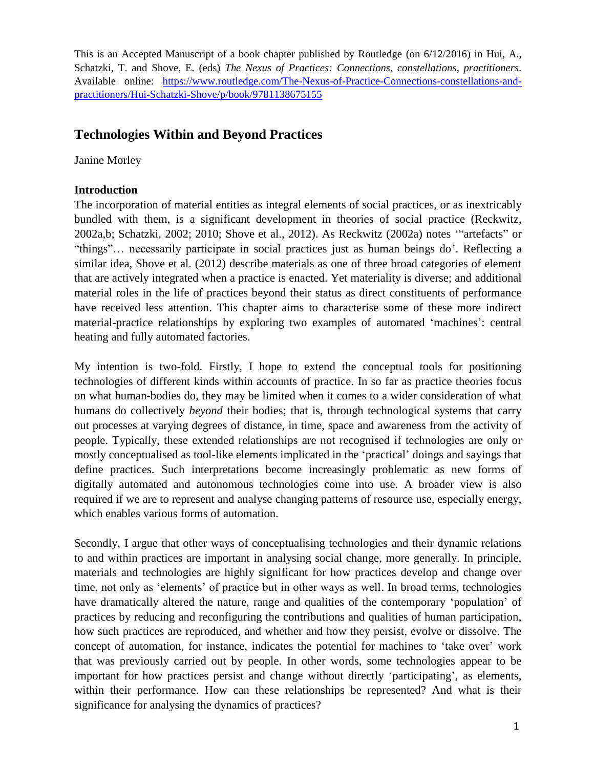This is an Accepted Manuscript of a book chapter published by Routledge (on 6/12/2016) in Hui, A., Schatzki, T. and Shove, E. (eds) *The Nexus of Practices: Connections, constellations, practitioners*. Available online: [https://www.routledge.com/The-Nexus-of-Practice-Connections-constellations-and-practitioners/Hui-Schatzki-Shove/p/book/9781138675155](https://www.routledge.com/The-Nexus-of-Practice-Connections-constellations-and-practitioners/Hui-Schatzki-Shove/p/book/9781138675155)

# Technologies Within and Beyond Practices

Janine Morley

## Introduction

The incorporation of material entities as integral elements of social practices, or as inextricably bundled with them, is a significant development in theories of social practice (Reckwitz, 2002a,b; Schatzki, 2002; 2010; Shove et al., 2012). As Reckwitz (2002a) notes '"artefacts" or "things"… necessarily participate in social practices just as human beings do'. Reflecting a similar idea, Shove et al. (2012) describe materials as one of three broad categories of element that are actively integrated when a practice is enacted. Yet materiality is diverse; and additional material roles in the life of practices beyond their status as direct constituents of performance have received less attention. This chapter aims to characterise some of these more indirect material-practice relationships by exploring two examples of automated 'machines': central heating and fully automated factories.

My intention is two-fold. Firstly, I hope to extend the conceptual tools for positioning technologies of different kinds within accounts of practice. In so far as practice theories focus on what human-bodies do, they may be limited when it comes to a wider consideration of what humans do collectively *beyond* their bodies; that is, through technological systems that carry out processes at varying degrees of distance, in time, space and awareness from the activity of people. Typically, these extended relationships are not recognised if technologies are only or mostly conceptualised as tool-like elements implicated in the 'practical' doings and sayings that define practices. Such interpretations become increasingly problematic as new forms of digitally automated and autonomous technologies come into use. A broader view is also required if we are to represent and analyse changing patterns of resource use, especially energy, which enables various forms of automation.

Secondly, I argue that other ways of conceptualising technologies and their dynamic relations to and within practices are important in analysing social change, more generally. In principle, materials and technologies are highly significant for how practices develop and change over time, not only as 'elements' of practice but in other ways as well. In broad terms, technologies have dramatically altered the nature, range and qualities of the contemporary 'population' of practices by reducing and reconfiguring the contributions and qualities of human participation, how such practices are reproduced, and whether and how they persist, evolve or dissolve. The concept of automation, for instance, indicates the potential for machines to 'take over' work that was previously carried out by people. In other words, some technologies appear to be important for how practices persist and change without directly 'participating', as elements, within their performance. How can these relationships be represented? And what is their significance for analysing the dynamics of practices?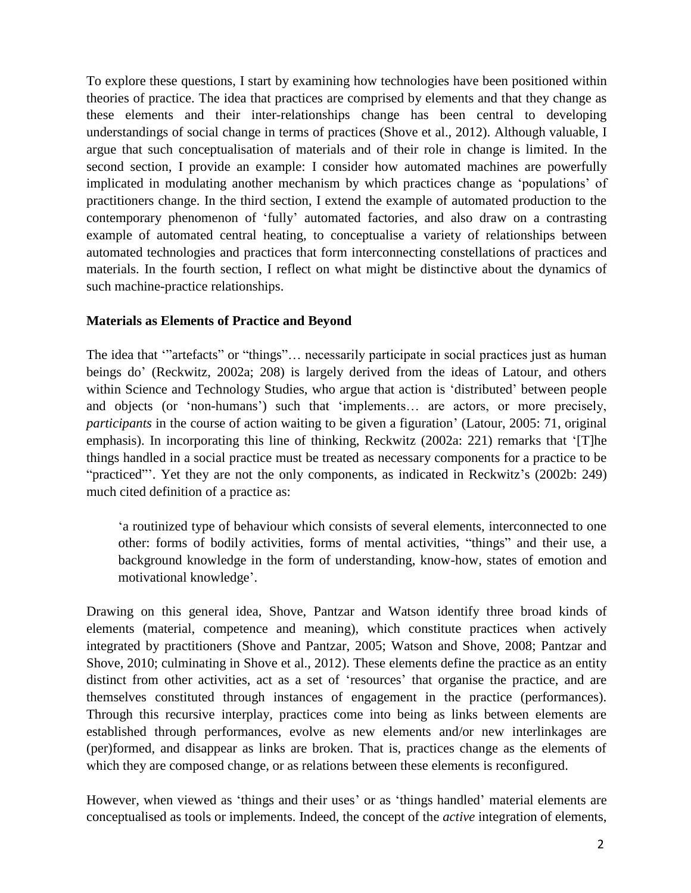To explore these questions, I start by examining how technologies have been positioned within theories of practice. The idea that practices are comprised by elements and that they change as these elements and their inter-relationships change has been central to developing understandings of social change in terms of practices (Shove et al., 2012). Although valuable, I argue that such conceptualisation of materials and of their role in change is limited. In the second section, I provide an example: I consider how automated machines are powerfully implicated in modulating another mechanism by which practices change as 'populations' of practitioners change. In the third section, I extend the example of automated production to the contemporary phenomenon of 'fully' automated factories, and also draw on a contrasting example of automated central heating, to conceptualise a variety of relationships between automated technologies and practices that form interconnecting constellations of practices and materials. In the fourth section, I reflect on what might be distinctive about the dynamics of such machine-practice relationships.

## Materials as Elements of Practice and Beyond

The idea that '"artefacts" or "things"… necessarily participate in social practices just as human beings do' (Reckwitz, 2002a; 208) is largely derived from the ideas of Latour, and others within Science and Technology Studies, who argue that action is 'distributed' between people and objects (or 'non-humans') such that 'implements… are actors, or more precisely, *participants* in the course of action waiting to be given a figuration' (Latour, 2005: 71, original emphasis). In incorporating this line of thinking, Reckwitz (2002a: 221) remarks that '[T]he things handled in a social practice must be treated as necessary components for a practice to be "practiced"'. Yet they are not the only components, as indicated in Reckwitz's (2002b: 249) much cited definition of a practice as:

> 'a routinized type of behaviour which consists of several elements, interconnected to one other: forms of bodily activities, forms of mental activities, "things" and their use, a background knowledge in the form of understanding, know-how, states of emotion and motivational knowledge'.

Drawing on this general idea, Shove, Pantzar and Watson identify three broad kinds of elements (material, competence and meaning), which constitute practices when actively integrated by practitioners (Shove and Pantzar, 2005; Watson and Shove, 2008; Pantzar and Shove, 2010; culminating in Shove et al., 2012). These elements define the practice as an entity distinct from other activities, act as a set of 'resources' that organise the practice, and are themselves constituted through instances of engagement in the practice (performances). Through this recursive interplay, practices come into being as links between elements are established through performances, evolve as new elements and/or new interlinkages are (per)formed, and disappear as links are broken. That is, practices change as the elements of which they are composed change, or as relations between these elements is reconfigured.

However, when viewed as 'things and their uses' or as 'things handled' material elements are conceptualised as tools or implements. Indeed, the concept of the *active* integration of elements,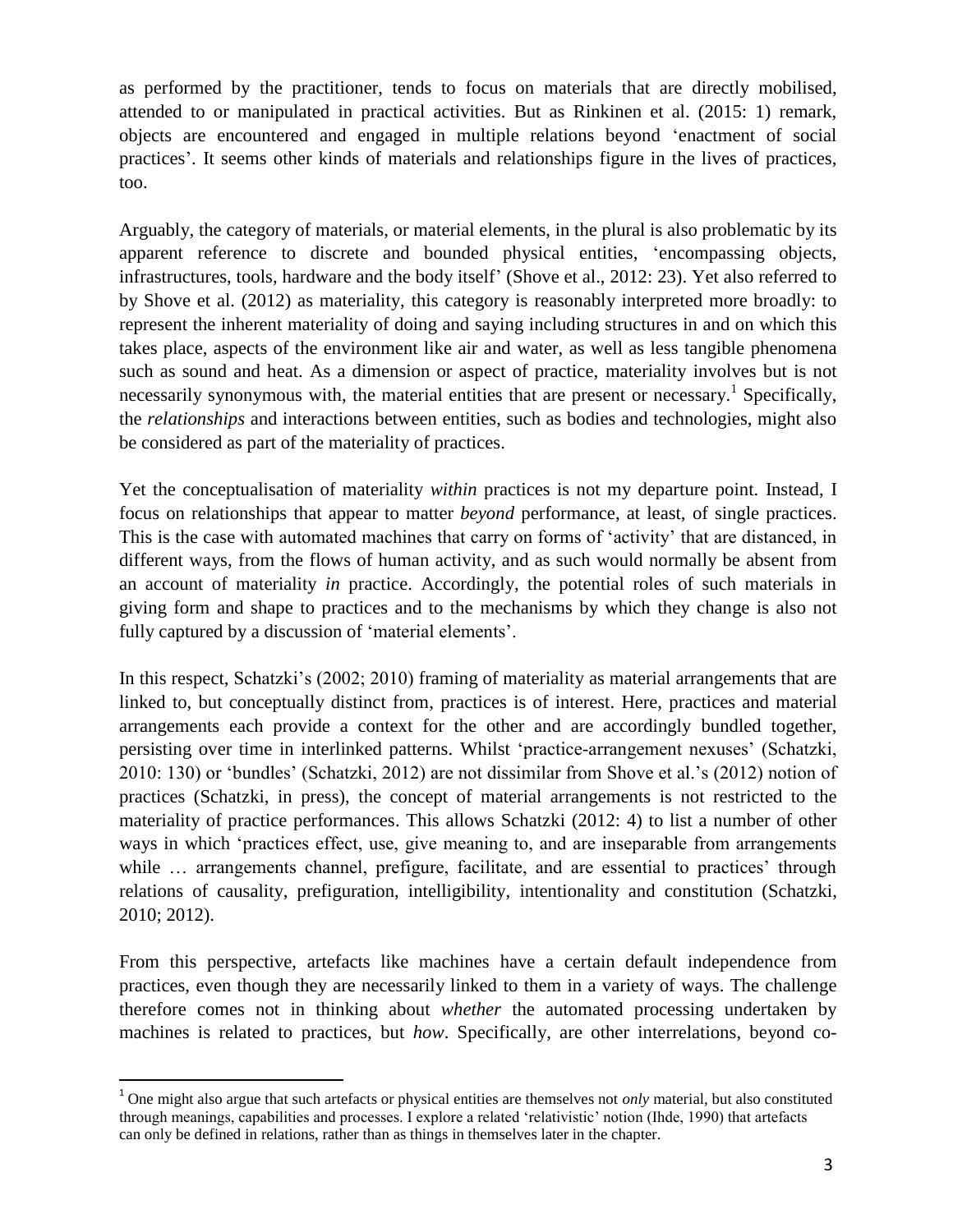as performed by the practitioner, tends to focus on materials that are directly mobilised, attended to or manipulated in practical activities. But as Rinkinen et al. (2015: 1) remark, objects are encountered and engaged in multiple relations beyond 'enactment of social practices'. It seems other kinds of materials and relationships figure in the lives of practices, too.

Arguably, the category of materials, or material elements, in the plural is also problematic by its apparent reference to discrete and bounded physical entities, 'encompassing objects, infrastructures, tools, hardware and the body itself' (Shove et al., 2012: 23). Yet also referred to by Shove et al. (2012) as materiality, this category is reasonably interpreted more broadly: to represent the inherent materiality of doing and saying including structures in and on which this takes place, aspects of the environment like air and water, as well as less tangible phenomena such as sound and heat. As a dimension or aspect of practice, materiality involves but is not necessarily synonymous with, the material entities that are present or necessary.[1] Specifically, the *relationships* and interactions between entities, such as bodies and technologies, might also be considered as part of the materiality of practices.

Yet the conceptualisation of materiality *within* practices is not my departure point. Instead, I focus on relationships that appear to matter *beyond* performance, at least, of single practices. This is the case with automated machines that carry on forms of 'activity' that are distanced, in different ways, from the flows of human activity, and as such would normally be absent from an account of materiality *in* practice. Accordingly, the potential roles of such materials in giving form and shape to practices and to the mechanisms by which they change is also not fully captured by a discussion of 'material elements'.

In this respect, Schatzki's (2002; 2010) framing of materiality as material arrangements that are linked to, but conceptually distinct from, practices is of interest. Here, practices and material arrangements each provide a context for the other and are accordingly bundled together, persisting over time in interlinked patterns. Whilst 'practice-arrangement nexuses' (Schatzki, 2010: 130) or 'bundles' (Schatzki, 2012) are not dissimilar from Shove et al.'s (2012) notion of practices (Schatzki, in press), the concept of material arrangements is not restricted to the materiality of practice performances. This allows Schatzki (2012: 4) to list a number of other ways in which 'practices effect, use, give meaning to, and are inseparable from arrangements while … arrangements channel, prefigure, facilitate, and are essential to practices' through relations of causality, prefiguration, intelligibility, intentionality and constitution (Schatzki, 2010; 2012).

From this perspective, artefacts like machines have a certain default independence from practices, even though they are necessarily linked to them in a variety of ways. The challenge therefore comes not in thinking about *whether* the automated processing undertaken by machines is related to practices, but *how*. Specifically, are other interrelations, beyond co-

[1] One might also argue that such artefacts or physical entities are themselves not *only* material, but also constituted through meanings, capabilities and processes. I explore a related 'relativistic' notion (Ihde, 1990) that artefacts can only be defined in relations, rather than as things in themselves later in the chapter.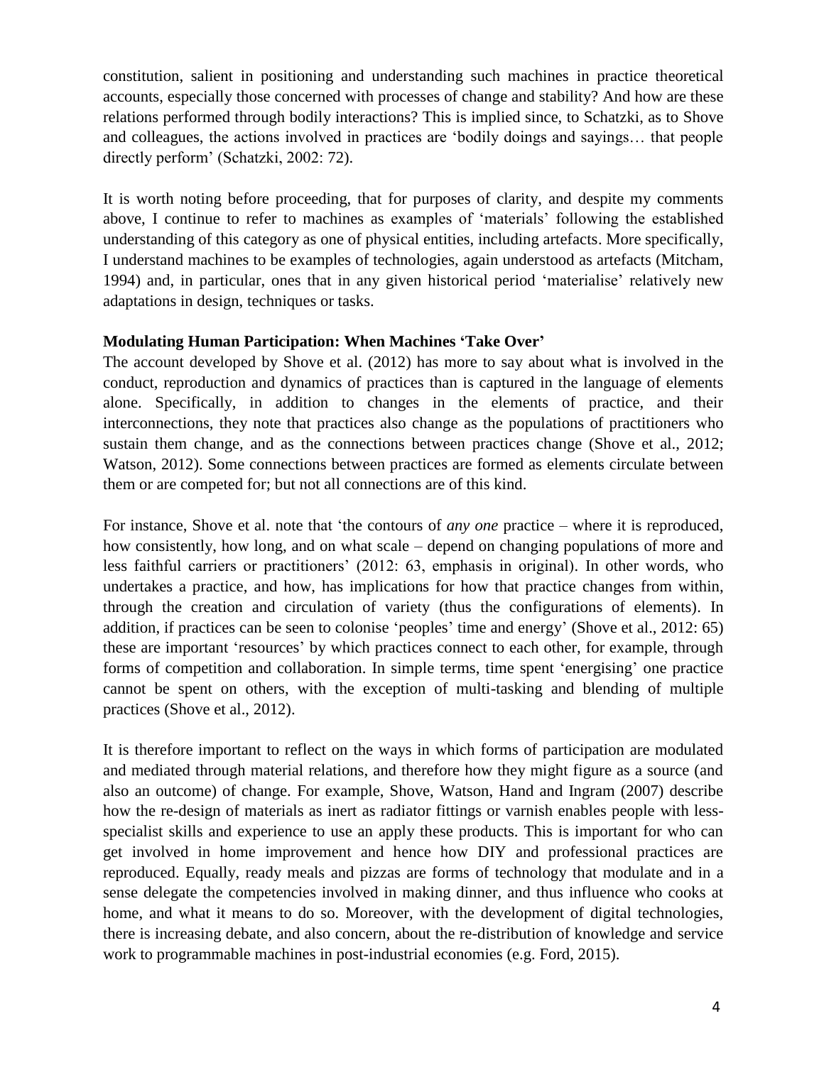constitution, salient in positioning and understanding such machines in practice theoretical accounts, especially those concerned with processes of change and stability? And how are these relations performed through bodily interactions? This is implied since, to Schatzki, as to Shove and colleagues, the actions involved in practices are 'bodily doings and sayings… that people directly perform' (Schatzki, 2002: 72).

It is worth noting before proceeding, that for purposes of clarity, and despite my comments above, I continue to refer to machines as examples of 'materials' following the established understanding of this category as one of physical entities, including artefacts. More specifically, I understand machines to be examples of technologies, again understood as artefacts (Mitcham, 1994) and, in particular, ones that in any given historical period 'materialise' relatively new adaptations in design, techniques or tasks.

**Modulating Human Participation: When Machines 'Take Over'**

The account developed by Shove et al. (2012) has more to say about what is involved in the conduct, reproduction and dynamics of practices than is captured in the language of elements alone. Specifically, in addition to changes in the elements of practice, and their interconnections, they note that practices also change as the populations of practitioners who sustain them change, and as the connections between practices change (Shove et al., 2012; Watson, 2012). Some connections between practices are formed as elements circulate between them or are competed for; but not all connections are of this kind.

For instance, Shove et al. note that 'the contours of *any one* practice – where it is reproduced, how consistently, how long, and on what scale – depend on changing populations of more and less faithful carriers or practitioners' (2012: 63, emphasis in original). In other words, who undertakes a practice, and how, has implications for how that practice changes from within, through the creation and circulation of variety (thus the configurations of elements). In addition, if practices can be seen to colonise 'peoples' time and energy' (Shove et al., 2012: 65) these are important 'resources' by which practices connect to each other, for example, through forms of competition and collaboration. In simple terms, time spent 'energising' one practice cannot be spent on others, with the exception of multi-tasking and blending of multiple practices (Shove et al., 2012).

It is therefore important to reflect on the ways in which forms of participation are modulated and mediated through material relations, and therefore how they might figure as a source (and also an outcome) of change. For example, Shove, Watson, Hand and Ingram (2007) describe how the re-design of materials as inert as radiator fittings or varnish enables people with less-specialist skills and experience to use an apply these products. This is important for who can get involved in home improvement and hence how DIY and professional practices are reproduced. Equally, ready meals and pizzas are forms of technology that modulate and in a sense delegate the competencies involved in making dinner, and thus influence who cooks at home, and what it means to do so. Moreover, with the development of digital technologies, there is increasing debate, and also concern, about the re-distribution of knowledge and service work to programmable machines in post-industrial economies (e.g. Ford, 2015).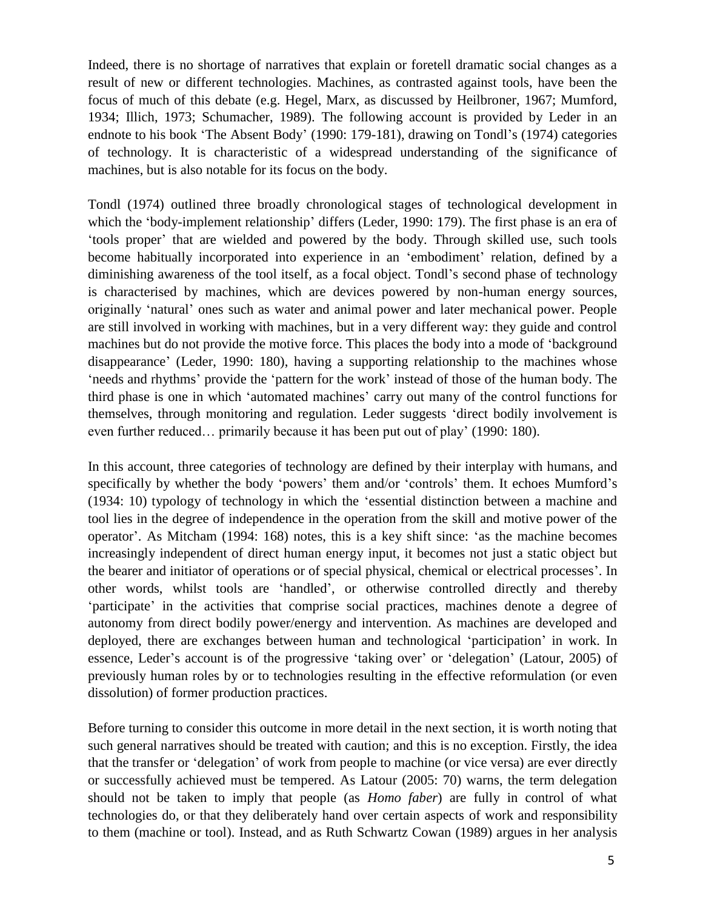Indeed, there is no shortage of narratives that explain or foretell dramatic social changes as a result of new or different technologies. Machines, as contrasted against tools, have been the focus of much of this debate (e.g. Hegel, Marx, as discussed by Heilbroner, 1967; Mumford, 1934; Illich, 1973; Schumacher, 1989). The following account is provided by Leder in an endnote to his book 'The Absent Body' (1990: 179-181), drawing on Tondl's (1974) categories of technology. It is characteristic of a widespread understanding of the significance of machines, but is also notable for its focus on the body.

Tondl (1974) outlined three broadly chronological stages of technological development in which the 'body-implement relationship' differs (Leder, 1990: 179). The first phase is an era of 'tools proper' that are wielded and powered by the body. Through skilled use, such tools become habitually incorporated into experience in an 'embodiment' relation, defined by a diminishing awareness of the tool itself, as a focal object. Tondl's second phase of technology is characterised by machines, which are devices powered by non-human energy sources, originally 'natural' ones such as water and animal power and later mechanical power. People are still involved in working with machines, but in a very different way: they guide and control machines but do not provide the motive force. This places the body into a mode of 'background disappearance' (Leder, 1990: 180), having a supporting relationship to the machines whose 'needs and rhythms' provide the 'pattern for the work' instead of those of the human body. The third phase is one in which 'automated machines' carry out many of the control functions for themselves, through monitoring and regulation. Leder suggests 'direct bodily involvement is even further reduced… primarily because it has been put out of play' (1990: 180).

In this account, three categories of technology are defined by their interplay with humans, and specifically by whether the body 'powers' them and/or 'controls' them. It echoes Mumford's (1934: 10) typology of technology in which the 'essential distinction between a machine and tool lies in the degree of independence in the operation from the skill and motive power of the operator'. As Mitcham (1994: 168) notes, this is a key shift since: 'as the machine becomes increasingly independent of direct human energy input, it becomes not just a static object but the bearer and initiator of operations or of special physical, chemical or electrical processes'. In other words, whilst tools are 'handled', or otherwise controlled directly and thereby 'participate' in the activities that comprise social practices, machines denote a degree of autonomy from direct bodily power/energy and intervention. As machines are developed and deployed, there are exchanges between human and technological 'participation' in work. In essence, Leder's account is of the progressive 'taking over' or 'delegation' (Latour, 2005) of previously human roles by or to technologies resulting in the effective reformulation (or even dissolution) of former production practices.

Before turning to consider this outcome in more detail in the next section, it is worth noting that such general narratives should be treated with caution; and this is no exception. Firstly, the idea that the transfer or 'delegation' of work from people to machine (or vice versa) are ever directly or successfully achieved must be tempered. As Latour (2005: 70) warns, the term delegation should not be taken to imply that people (as *Homo faber*) are fully in control of what technologies do, or that they deliberately hand over certain aspects of work and responsibility to them (machine or tool). Instead, and as Ruth Schwartz Cowan (1989) argues in her analysis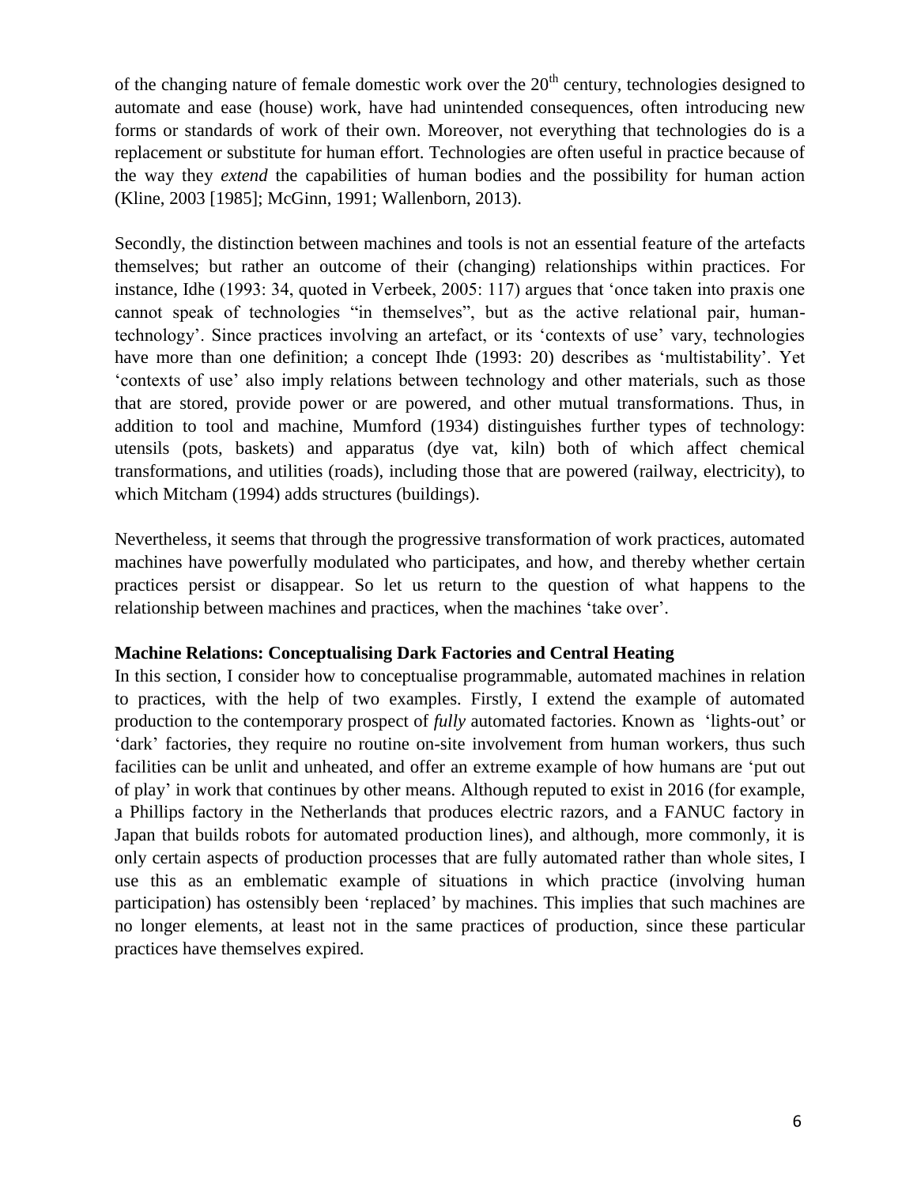of the changing nature of female domestic work over the 20th century, technologies designed to automate and ease (house) work, have had unintended consequences, often introducing new forms or standards of work of their own. Moreover, not everything that technologies do is a replacement or substitute for human effort. Technologies are often useful in practice because of the way they *extend* the capabilities of human bodies and the possibility for human action (Kline, 2003 [1985]; McGinn, 1991; Wallenborn, 2013).

Secondly, the distinction between machines and tools is not an essential feature of the artefacts themselves; but rather an outcome of their (changing) relationships within practices. For instance, Idhe (1993: 34, quoted in Verbeek, 2005: 117) argues that 'once taken into praxis one cannot speak of technologies "in themselves", but as the active relational pair, human-technology'. Since practices involving an artefact, or its 'contexts of use' vary, technologies have more than one definition; a concept Ihde (1993: 20) describes as 'multistability'. Yet 'contexts of use' also imply relations between technology and other materials, such as those that are stored, provide power or are powered, and other mutual transformations. Thus, in addition to tool and machine, Mumford (1934) distinguishes further types of technology: utensils (pots, baskets) and apparatus (dye vat, kiln) both of which affect chemical transformations, and utilities (roads), including those that are powered (railway, electricity), to which Mitcham (1994) adds structures (buildings).

Nevertheless, it seems that through the progressive transformation of work practices, automated machines have powerfully modulated who participates, and how, and thereby whether certain practices persist or disappear. So let us return to the question of what happens to the relationship between machines and practices, when the machines 'take over'.

**Machine Relations: Conceptualising Dark Factories and Central Heating**

In this section, I consider how to conceptualise programmable, automated machines in relation to practices, with the help of two examples. Firstly, I extend the example of automated production to the contemporary prospect of *fully* automated factories. Known as 'lights-out' or 'dark' factories, they require no routine on-site involvement from human workers, thus such facilities can be unlit and unheated, and offer an extreme example of how humans are 'put out of play' in work that continues by other means. Although reputed to exist in 2016 (for example, a Phillips factory in the Netherlands that produces electric razors, and a FANUC factory in Japan that builds robots for automated production lines), and although, more commonly, it is only certain aspects of production processes that are fully automated rather than whole sites, I use this as an emblematic example of situations in which practice (involving human participation) has ostensibly been 'replaced' by machines. This implies that such machines are no longer elements, at least not in the same practices of production, since these particular practices have themselves expired.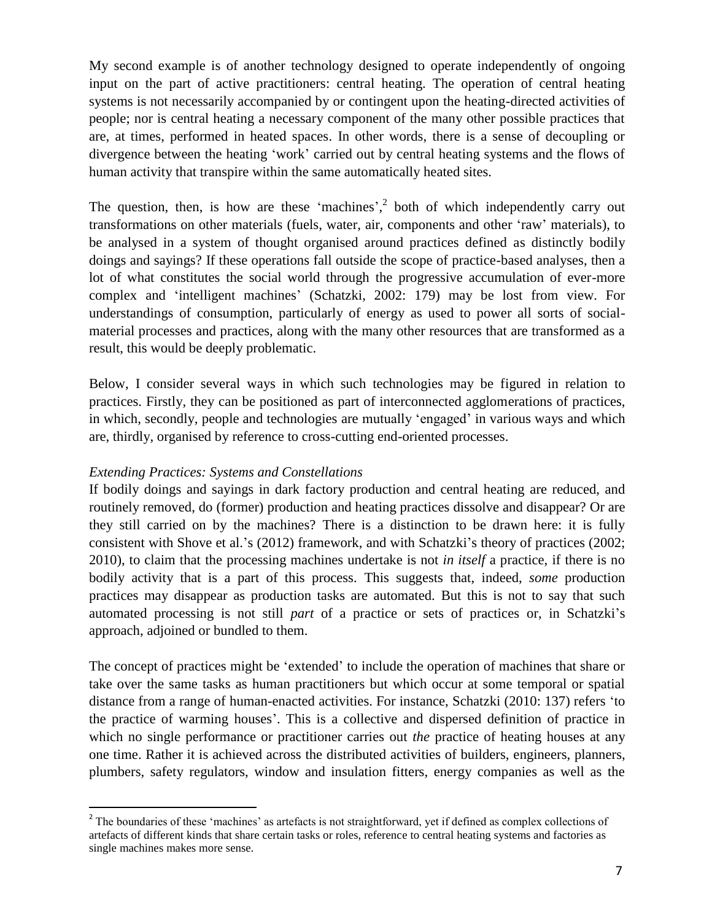My second example is of another technology designed to operate independently of ongoing input on the part of active practitioners: central heating. The operation of central heating systems is not necessarily accompanied by or contingent upon the heating-directed activities of people; nor is central heating a necessary component of the many other possible practices that are, at times, performed in heated spaces. In other words, there is a sense of decoupling or divergence between the heating 'work' carried out by central heating systems and the flows of human activity that transpire within the same automatically heated sites.

The question, then, is how are these 'machines',[2] both of which independently carry out transformations on other materials (fuels, water, air, components and other 'raw' materials), to be analysed in a system of thought organised around practices defined as distinctly bodily doings and sayings? If these operations fall outside the scope of practice-based analyses, then a lot of what constitutes the social world through the progressive accumulation of ever-more complex and 'intelligent machines' (Schatzki, 2002: 179) may be lost from view. For understandings of consumption, particularly of energy as used to power all sorts of social-material processes and practices, along with the many other resources that are transformed as a result, this would be deeply problematic.

Below, I consider several ways in which such technologies may be figured in relation to practices. Firstly, they can be positioned as part of interconnected agglomerations of practices, in which, secondly, people and technologies are mutually 'engaged' in various ways and which are, thirdly, organised by reference to cross-cutting end-oriented processes.

*Extending Practices: Systems and Constellations*

If bodily doings and sayings in dark factory production and central heating are reduced, and routinely removed, do (former) production and heating practices dissolve and disappear? Or are they still carried on by the machines? There is a distinction to be drawn here: it is fully consistent with Shove et al.'s (2012) framework, and with Schatzki's theory of practices (2002; 2010), to claim that the processing machines undertake is not *in itself* a practice, if there is no bodily activity that is a part of this process. This suggests that, indeed, *some* production practices may disappear as production tasks are automated. But this is not to say that such automated processing is not still *part* of a practice or sets of practices or, in Schatzki's approach, adjoined or bundled to them.

The concept of practices might be 'extended' to include the operation of machines that share or take over the same tasks as human practitioners but which occur at some temporal or spatial distance from a range of human-enacted activities. For instance, Schatzki (2010: 137) refers 'to the practice of warming houses'. This is a collective and dispersed definition of practice in which no single performance or practitioner carries out *the* practice of heating houses at any one time. Rather it is achieved across the distributed activities of builders, engineers, planners, plumbers, safety regulators, window and insulation fitters, energy companies as well as the

---

[2] The boundaries of these 'machines' as artefacts is not straightforward, yet if defined as complex collections of artefacts of different kinds that share certain tasks or roles, reference to central heating systems and factories as single machines makes more sense.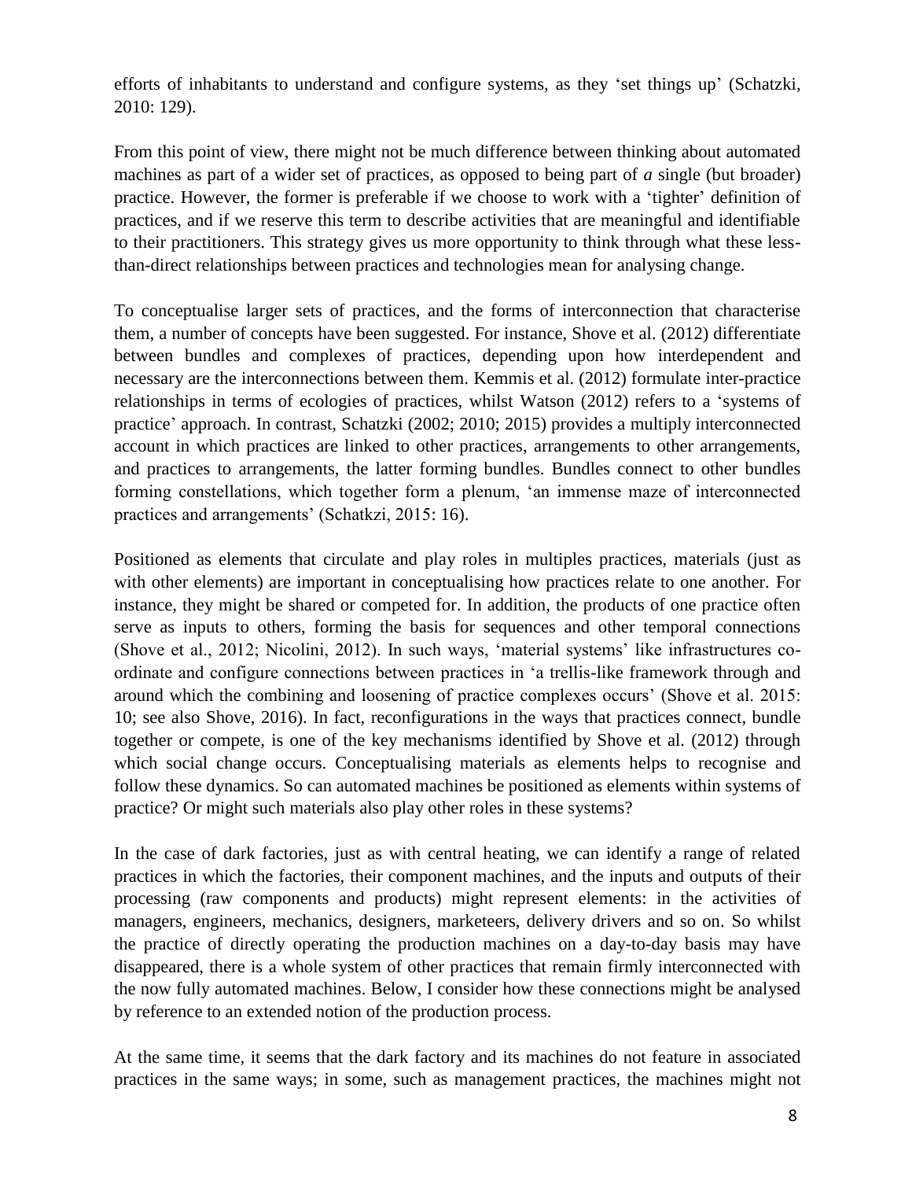efforts of inhabitants to understand and configure systems, as they 'set things up' (Schatzki, 2010: 129).

From this point of view, there might not be much difference between thinking about automated machines as part of a wider set of practices, as opposed to being part of *a* single (but broader) practice. However, the former is preferable if we choose to work with a 'tighter' definition of practices, and if we reserve this term to describe activities that are meaningful and identifiable to their practitioners. This strategy gives us more opportunity to think through what these less-than-direct relationships between practices and technologies mean for analysing change.

To conceptualise larger sets of practices, and the forms of interconnection that characterise them, a number of concepts have been suggested. For instance, Shove et al. (2012) differentiate between bundles and complexes of practices, depending upon how interdependent and necessary are the interconnections between them. Kemmis et al. (2012) formulate inter-practice relationships in terms of ecologies of practices, whilst Watson (2012) refers to a 'systems of practice' approach. In contrast, Schatzki (2002; 2010; 2015) provides a multiply interconnected account in which practices are linked to other practices, arrangements to other arrangements, and practices to arrangements, the latter forming bundles. Bundles connect to other bundles forming constellations, which together form a plenum, 'an immense maze of interconnected practices and arrangements' (Schatkzi, 2015: 16).

Positioned as elements that circulate and play roles in multiples practices, materials (just as with other elements) are important in conceptualising how practices relate to one another. For instance, they might be shared or competed for. In addition, the products of one practice often serve as inputs to others, forming the basis for sequences and other temporal connections (Shove et al., 2012; Nicolini, 2012). In such ways, 'material systems' like infrastructures co-ordinate and configure connections between practices in 'a trellis-like framework through and around which the combining and loosening of practice complexes occurs' (Shove et al. 2015: 10; see also Shove, 2016). In fact, reconfigurations in the ways that practices connect, bundle together or compete, is one of the key mechanisms identified by Shove et al. (2012) through which social change occurs. Conceptualising materials as elements helps to recognise and follow these dynamics. So can automated machines be positioned as elements within systems of practice? Or might such materials also play other roles in these systems?

In the case of dark factories, just as with central heating, we can identify a range of related practices in which the factories, their component machines, and the inputs and outputs of their processing (raw components and products) might represent elements: in the activities of managers, engineers, mechanics, designers, marketeers, delivery drivers and so on. So whilst the practice of directly operating the production machines on a day-to-day basis may have disappeared, there is a whole system of other practices that remain firmly interconnected with the now fully automated machines. Below, I consider how these connections might be analysed by reference to an extended notion of the production process.

At the same time, it seems that the dark factory and its machines do not feature in associated practices in the same ways; in some, such as management practices, the machines might not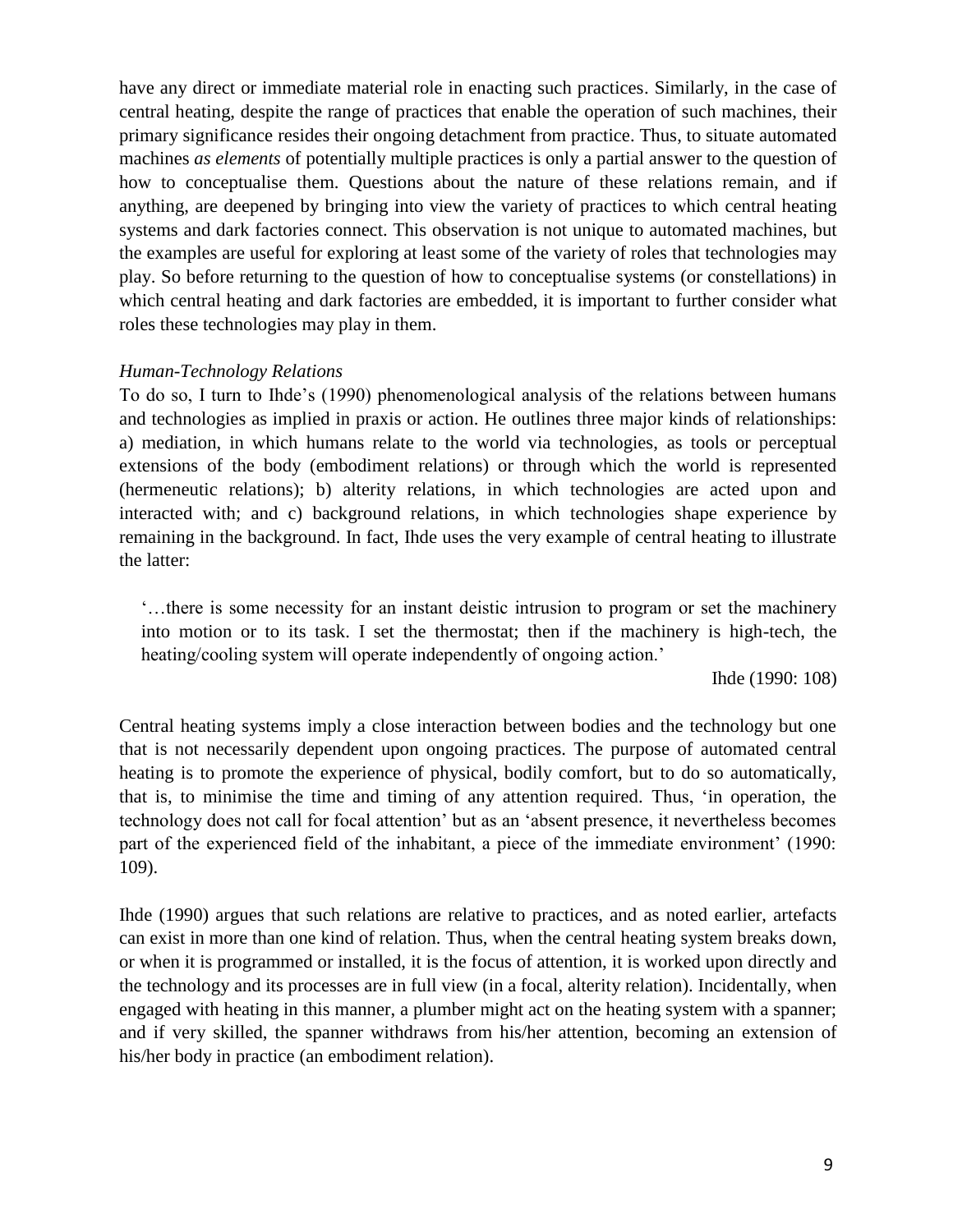have any direct or immediate material role in enacting such practices. Similarly, in the case of central heating, despite the range of practices that enable the operation of such machines, their primary significance resides their ongoing detachment from practice. Thus, to situate automated machines *as elements* of potentially multiple practices is only a partial answer to the question of how to conceptualise them. Questions about the nature of these relations remain, and if anything, are deepened by bringing into view the variety of practices to which central heating systems and dark factories connect. This observation is not unique to automated machines, but the examples are useful for exploring at least some of the variety of roles that technologies may play. So before returning to the question of how to conceptualise systems (or constellations) in which central heating and dark factories are embedded, it is important to further consider what roles these technologies may play in them.

### *Human-Technology Relations*

To do so, I turn to Ihde's (1990) phenomenological analysis of the relations between humans and technologies as implied in praxis or action. He outlines three major kinds of relationships: a) mediation, in which humans relate to the world via technologies, as tools or perceptual extensions of the body (embodiment relations) or through which the world is represented (hermeneutic relations); b) alterity relations, in which technologies are acted upon and interacted with; and c) background relations, in which technologies shape experience by remaining in the background. In fact, Ihde uses the very example of central heating to illustrate the latter:

> '…there is some necessity for an instant deistic intrusion to program or set the machinery into motion or to its task. I set the thermostat; then if the machinery is high-tech, the heating/cooling system will operate independently of ongoing action.'
>
> Ihde (1990: 108)

Central heating systems imply a close interaction between bodies and the technology but one that is not necessarily dependent upon ongoing practices. The purpose of automated central heating is to promote the experience of physical, bodily comfort, but to do so automatically, that is, to minimise the time and timing of any attention required. Thus, 'in operation, the technology does not call for focal attention' but as an 'absent presence, it nevertheless becomes part of the experienced field of the inhabitant, a piece of the immediate environment' (1990: 109).

Ihde (1990) argues that such relations are relative to practices, and as noted earlier, artefacts can exist in more than one kind of relation. Thus, when the central heating system breaks down, or when it is programmed or installed, it is the focus of attention, it is worked upon directly and the technology and its processes are in full view (in a focal, alterity relation). Incidentally, when engaged with heating in this manner, a plumber might act on the heating system with a spanner; and if very skilled, the spanner withdraws from his/her attention, becoming an extension of his/her body in practice (an embodiment relation).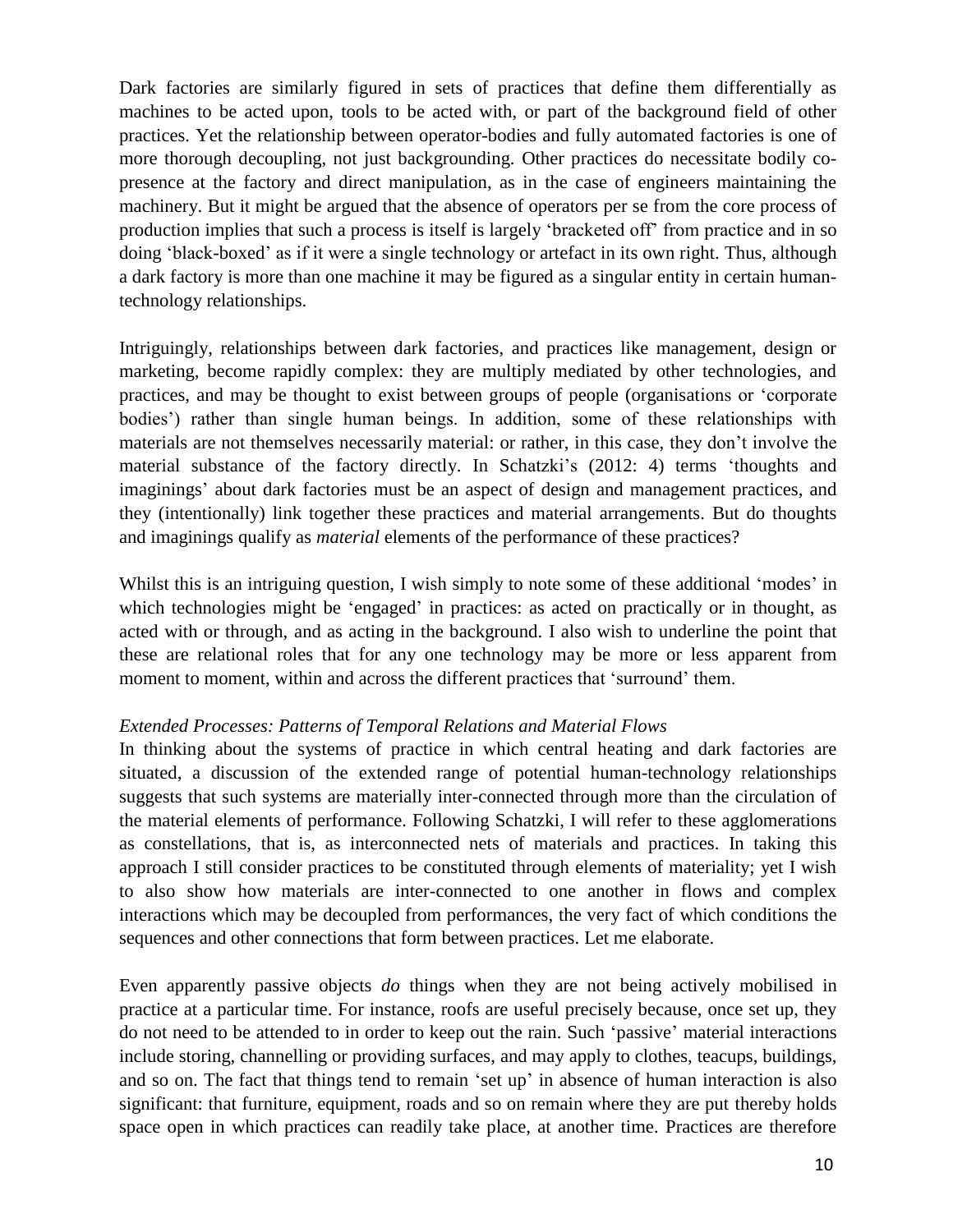Dark factories are similarly figured in sets of practices that define them differentially as machines to be acted upon, tools to be acted with, or part of the background field of other practices. Yet the relationship between operator-bodies and fully automated factories is one of more thorough decoupling, not just backgrounding. Other practices do necessitate bodily co-presence at the factory and direct manipulation, as in the case of engineers maintaining the machinery. But it might be argued that the absence of operators per se from the core process of production implies that such a process is itself is largely 'bracketed off' from practice and in so doing 'black-boxed' as if it were a single technology or artefact in its own right. Thus, although a dark factory is more than one machine it may be figured as a singular entity in certain human-technology relationships.

Intriguingly, relationships between dark factories, and practices like management, design or marketing, become rapidly complex: they are multiply mediated by other technologies, and practices, and may be thought to exist between groups of people (organisations or 'corporate bodies') rather than single human beings. In addition, some of these relationships with materials are not themselves necessarily material: or rather, in this case, they don't involve the material substance of the factory directly. In Schatzki's (2012: 4) terms 'thoughts and imaginings' about dark factories must be an aspect of design and management practices, and they (intentionally) link together these practices and material arrangements. But do thoughts and imaginings qualify as *material* elements of the performance of these practices?

Whilst this is an intriguing question, I wish simply to note some of these additional 'modes' in which technologies might be 'engaged' in practices: as acted on practically or in thought, as acted with or through, and as acting in the background. I also wish to underline the point that these are relational roles that for any one technology may be more or less apparent from moment to moment, within and across the different practices that 'surround' them.

### *Extended Processes: Patterns of Temporal Relations and Material Flows*

In thinking about the systems of practice in which central heating and dark factories are situated, a discussion of the extended range of potential human-technology relationships suggests that such systems are materially inter-connected through more than the circulation of the material elements of performance. Following Schatzki, I will refer to these agglomerations as constellations, that is, as interconnected nets of materials and practices. In taking this approach I still consider practices to be constituted through elements of materiality; yet I wish to also show how materials are inter-connected to one another in flows and complex interactions which may be decoupled from performances, the very fact of which conditions the sequences and other connections that form between practices. Let me elaborate.

Even apparently passive objects *do* things when they are not being actively mobilised in practice at a particular time. For instance, roofs are useful precisely because, once set up, they do not need to be attended to in order to keep out the rain. Such 'passive' material interactions include storing, channelling or providing surfaces, and may apply to clothes, teacups, buildings, and so on. The fact that things tend to remain 'set up' in absence of human interaction is also significant: that furniture, equipment, roads and so on remain where they are put thereby holds space open in which practices can readily take place, at another time. Practices are therefore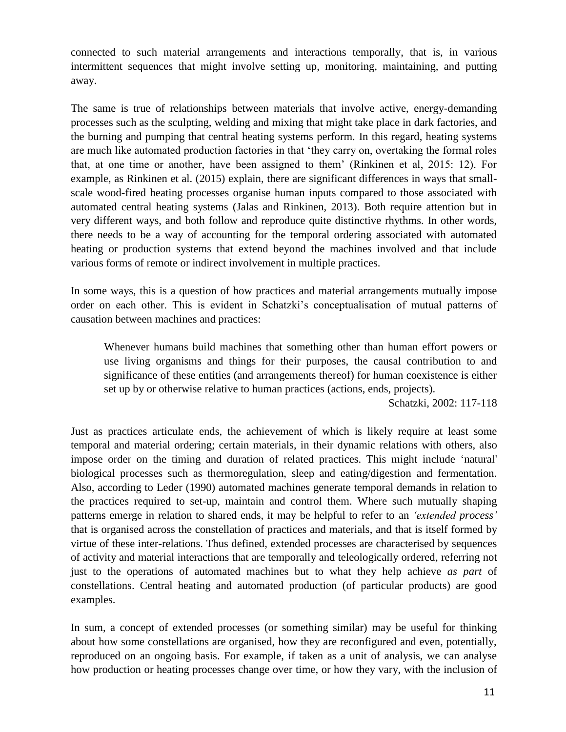connected to such material arrangements and interactions temporally, that is, in various intermittent sequences that might involve setting up, monitoring, maintaining, and putting away.

The same is true of relationships between materials that involve active, energy-demanding processes such as the sculpting, welding and mixing that might take place in dark factories, and the burning and pumping that central heating systems perform. In this regard, heating systems are much like automated production factories in that 'they carry on, overtaking the formal roles that, at one time or another, have been assigned to them' (Rinkinen et al, 2015: 12). For example, as Rinkinen et al. (2015) explain, there are significant differences in ways that small-scale wood-fired heating processes organise human inputs compared to those associated with automated central heating systems (Jalas and Rinkinen, 2013). Both require attention but in very different ways, and both follow and reproduce quite distinctive rhythms. In other words, there needs to be a way of accounting for the temporal ordering associated with automated heating or production systems that extend beyond the machines involved and that include various forms of remote or indirect involvement in multiple practices.

In some ways, this is a question of how practices and material arrangements mutually impose order on each other. This is evident in Schatzki's conceptualisation of mutual patterns of causation between machines and practices:

> Whenever humans build machines that something other than human effort powers or use living organisms and things for their purposes, the causal contribution to and significance of these entities (and arrangements thereof) for human coexistence is either set up by or otherwise relative to human practices (actions, ends, projects).
>
> Schatzki, 2002: 117-118

Just as practices articulate ends, the achievement of which is likely require at least some temporal and material ordering; certain materials, in their dynamic relations with others, also impose order on the timing and duration of related practices. This might include 'natural' biological processes such as thermoregulation, sleep and eating/digestion and fermentation. Also, according to Leder (1990) automated machines generate temporal demands in relation to the practices required to set-up, maintain and control them. Where such mutually shaping patterns emerge in relation to shared ends, it may be helpful to refer to an *'extended process'* that is organised across the constellation of practices and materials, and that is itself formed by virtue of these inter-relations. Thus defined, extended processes are characterised by sequences of activity and material interactions that are temporally and teleologically ordered, referring not just to the operations of automated machines but to what they help achieve *as part* of constellations. Central heating and automated production (of particular products) are good examples.

In sum, a concept of extended processes (or something similar) may be useful for thinking about how some constellations are organised, how they are reconfigured and even, potentially, reproduced on an ongoing basis. For example, if taken as a unit of analysis, we can analyse how production or heating processes change over time, or how they vary, with the inclusion of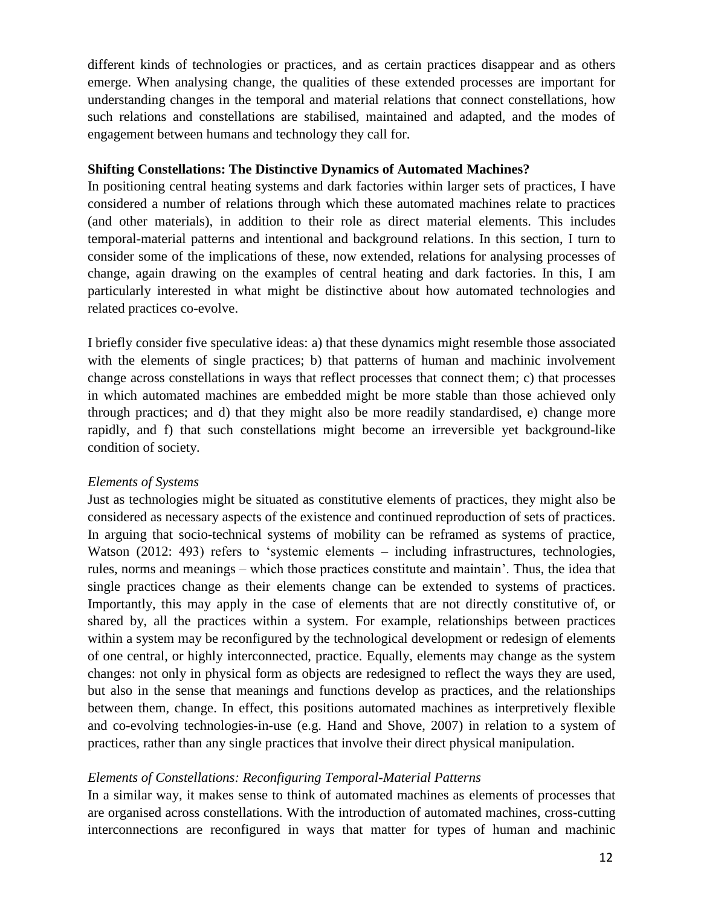different kinds of technologies or practices, and as certain practices disappear and as others emerge. When analysing change, the qualities of these extended processes are important for understanding changes in the temporal and material relations that connect constellations, how such relations and constellations are stabilised, maintained and adapted, and the modes of engagement between humans and technology they call for.

**Shifting Constellations: The Distinctive Dynamics of Automated Machines?**

In positioning central heating systems and dark factories within larger sets of practices, I have considered a number of relations through which these automated machines relate to practices (and other materials), in addition to their role as direct material elements. This includes temporal-material patterns and intentional and background relations. In this section, I turn to consider some of the implications of these, now extended, relations for analysing processes of change, again drawing on the examples of central heating and dark factories. In this, I am particularly interested in what might be distinctive about how automated technologies and related practices co-evolve.

I briefly consider five speculative ideas: a) that these dynamics might resemble those associated with the elements of single practices; b) that patterns of human and machinic involvement change across constellations in ways that reflect processes that connect them; c) that processes in which automated machines are embedded might be more stable than those achieved only through practices; and d) that they might also be more readily standardised, e) change more rapidly, and f) that such constellations might become an irreversible yet background-like condition of society.

*Elements of Systems*

Just as technologies might be situated as constitutive elements of practices, they might also be considered as necessary aspects of the existence and continued reproduction of sets of practices. In arguing that socio-technical systems of mobility can be reframed as systems of practice, Watson (2012: 493) refers to 'systemic elements – including infrastructures, technologies, rules, norms and meanings – which those practices constitute and maintain'. Thus, the idea that single practices change as their elements change can be extended to systems of practices. Importantly, this may apply in the case of elements that are not directly constitutive of, or shared by, all the practices within a system. For example, relationships between practices within a system may be reconfigured by the technological development or redesign of elements of one central, or highly interconnected, practice. Equally, elements may change as the system changes: not only in physical form as objects are redesigned to reflect the ways they are used, but also in the sense that meanings and functions develop as practices, and the relationships between them, change. In effect, this positions automated machines as interpretively flexible and co-evolving technologies-in-use (e.g. Hand and Shove, 2007) in relation to a system of practices, rather than any single practices that involve their direct physical manipulation.

*Elements of Constellations: Reconfiguring Temporal-Material Patterns*

In a similar way, it makes sense to think of automated machines as elements of processes that are organised across constellations. With the introduction of automated machines, cross-cutting interconnections are reconfigured in ways that matter for types of human and machinic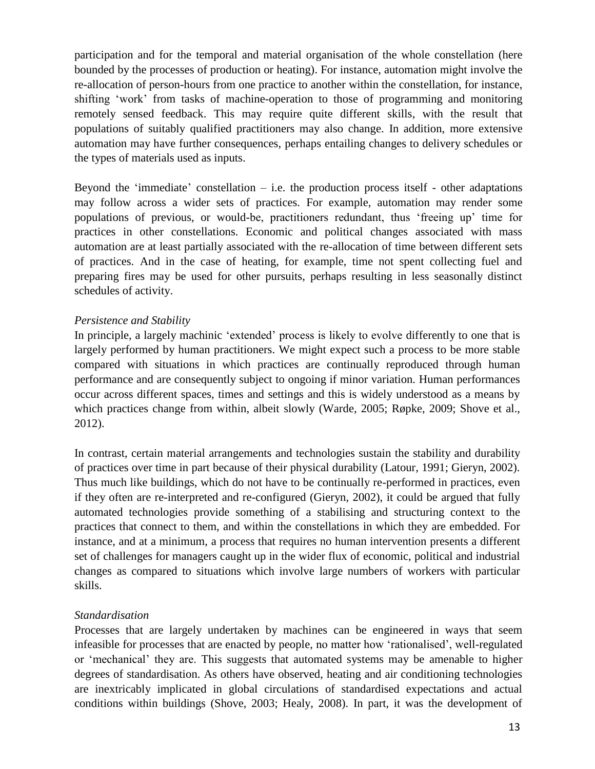participation and for the temporal and material organisation of the whole constellation (here bounded by the processes of production or heating). For instance, automation might involve the re-allocation of person-hours from one practice to another within the constellation, for instance, shifting 'work' from tasks of machine-operation to those of programming and monitoring remotely sensed feedback. This may require quite different skills, with the result that populations of suitably qualified practitioners may also change. In addition, more extensive automation may have further consequences, perhaps entailing changes to delivery schedules or the types of materials used as inputs.

Beyond the 'immediate' constellation – i.e. the production process itself - other adaptations may follow across a wider sets of practices. For example, automation may render some populations of previous, or would-be, practitioners redundant, thus 'freeing up' time for practices in other constellations. Economic and political changes associated with mass automation are at least partially associated with the re-allocation of time between different sets of practices. And in the case of heating, for example, time not spent collecting fuel and preparing fires may be used for other pursuits, perhaps resulting in less seasonally distinct schedules of activity.

*Persistence and Stability*

In principle, a largely machinic 'extended' process is likely to evolve differently to one that is largely performed by human practitioners. We might expect such a process to be more stable compared with situations in which practices are continually reproduced through human performance and are consequently subject to ongoing if minor variation. Human performances occur across different spaces, times and settings and this is widely understood as a means by which practices change from within, albeit slowly (Warde, 2005; Røpke, 2009; Shove et al., 2012).

In contrast, certain material arrangements and technologies sustain the stability and durability of practices over time in part because of their physical durability (Latour, 1991; Gieryn, 2002). Thus much like buildings, which do not have to be continually re-performed in practices, even if they often are re-interpreted and re-configured (Gieryn, 2002), it could be argued that fully automated technologies provide something of a stabilising and structuring context to the practices that connect to them, and within the constellations in which they are embedded. For instance, and at a minimum, a process that requires no human intervention presents a different set of challenges for managers caught up in the wider flux of economic, political and industrial changes as compared to situations which involve large numbers of workers with particular skills.

*Standardisation*

Processes that are largely undertaken by machines can be engineered in ways that seem infeasible for processes that are enacted by people, no matter how 'rationalised', well-regulated or 'mechanical' they are. This suggests that automated systems may be amenable to higher degrees of standardisation. As others have observed, heating and air conditioning technologies are inextricably implicated in global circulations of standardised expectations and actual conditions within buildings (Shove, 2003; Healy, 2008). In part, it was the development of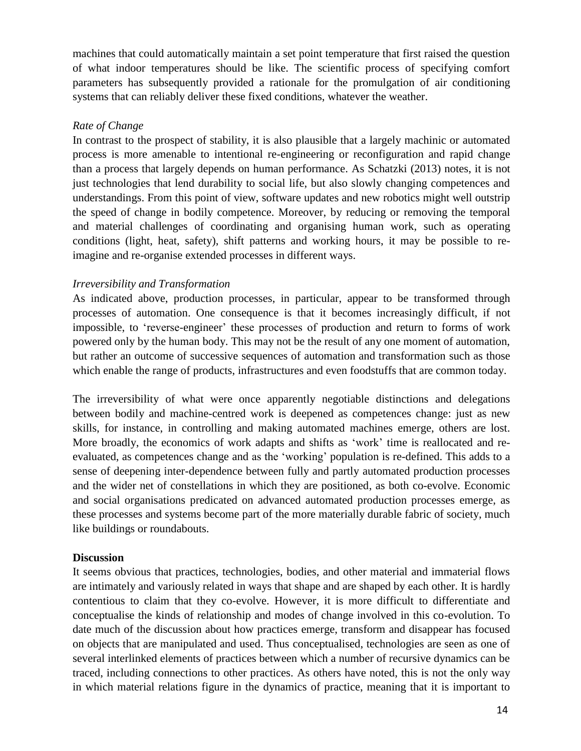machines that could automatically maintain a set point temperature that first raised the question of what indoor temperatures should be like. The scientific process of specifying comfort parameters has subsequently provided a rationale for the promulgation of air conditioning systems that can reliably deliver these fixed conditions, whatever the weather.

*Rate of Change*

In contrast to the prospect of stability, it is also plausible that a largely machinic or automated process is more amenable to intentional re-engineering or reconfiguration and rapid change than a process that largely depends on human performance. As Schatzki (2013) notes, it is not just technologies that lend durability to social life, but also slowly changing competences and understandings. From this point of view, software updates and new robotics might well outstrip the speed of change in bodily competence. Moreover, by reducing or removing the temporal and material challenges of coordinating and organising human work, such as operating conditions (light, heat, safety), shift patterns and working hours, it may be possible to re-imagine and re-organise extended processes in different ways.

*Irreversibility and Transformation*

As indicated above, production processes, in particular, appear to be transformed through processes of automation. One consequence is that it becomes increasingly difficult, if not impossible, to 'reverse-engineer' these processes of production and return to forms of work powered only by the human body. This may not be the result of any one moment of automation, but rather an outcome of successive sequences of automation and transformation such as those which enable the range of products, infrastructures and even foodstuffs that are common today.

The irreversibility of what were once apparently negotiable distinctions and delegations between bodily and machine-centred work is deepened as competences change: just as new skills, for instance, in controlling and making automated machines emerge, others are lost. More broadly, the economics of work adapts and shifts as 'work' time is reallocated and re-evaluated, as competences change and as the 'working' population is re-defined. This adds to a sense of deepening inter-dependence between fully and partly automated production processes and the wider net of constellations in which they are positioned, as both co-evolve. Economic and social organisations predicated on advanced automated production processes emerge, as these processes and systems become part of the more materially durable fabric of society, much like buildings or roundabouts.

**Discussion**

It seems obvious that practices, technologies, bodies, and other material and immaterial flows are intimately and variously related in ways that shape and are shaped by each other. It is hardly contentious to claim that they co-evolve. However, it is more difficult to differentiate and conceptualise the kinds of relationship and modes of change involved in this co-evolution. To date much of the discussion about how practices emerge, transform and disappear has focused on objects that are manipulated and used. Thus conceptualised, technologies are seen as one of several interlinked elements of practices between which a number of recursive dynamics can be traced, including connections to other practices. As others have noted, this is not the only way in which material relations figure in the dynamics of practice, meaning that it is important to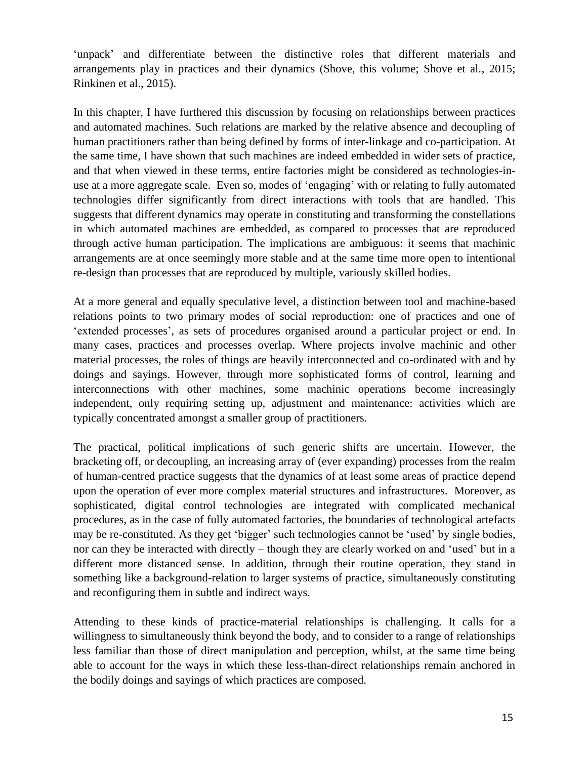'unpack' and differentiate between the distinctive roles that different materials and arrangements play in practices and their dynamics (Shove, this volume; Shove et al., 2015; Rinkinen et al., 2015).

In this chapter, I have furthered this discussion by focusing on relationships between practices and automated machines. Such relations are marked by the relative absence and decoupling of human practitioners rather than being defined by forms of inter-linkage and co-participation. At the same time, I have shown that such machines are indeed embedded in wider sets of practice, and that when viewed in these terms, entire factories might be considered as technologies-in-use at a more aggregate scale. Even so, modes of 'engaging' with or relating to fully automated technologies differ significantly from direct interactions with tools that are handled. This suggests that different dynamics may operate in constituting and transforming the constellations in which automated machines are embedded, as compared to processes that are reproduced through active human participation. The implications are ambiguous: it seems that machinic arrangements are at once seemingly more stable and at the same time more open to intentional re-design than processes that are reproduced by multiple, variously skilled bodies.

At a more general and equally speculative level, a distinction between tool and machine-based relations points to two primary modes of social reproduction: one of practices and one of 'extended processes', as sets of procedures organised around a particular project or end. In many cases, practices and processes overlap. Where projects involve machinic and other material processes, the roles of things are heavily interconnected and co-ordinated with and by doings and sayings. However, through more sophisticated forms of control, learning and interconnections with other machines, some machinic operations become increasingly independent, only requiring setting up, adjustment and maintenance: activities which are typically concentrated amongst a smaller group of practitioners.

The practical, political implications of such generic shifts are uncertain. However, the bracketing off, or decoupling, an increasing array of (ever expanding) processes from the realm of human-centred practice suggests that the dynamics of at least some areas of practice depend upon the operation of ever more complex material structures and infrastructures. Moreover, as sophisticated, digital control technologies are integrated with complicated mechanical procedures, as in the case of fully automated factories, the boundaries of technological artefacts may be re-constituted. As they get 'bigger' such technologies cannot be 'used' by single bodies, nor can they be interacted with directly – though they are clearly worked on and 'used' but in a different more distanced sense. In addition, through their routine operation, they stand in something like a background-relation to larger systems of practice, simultaneously constituting and reconfiguring them in subtle and indirect ways.

Attending to these kinds of practice-material relationships is challenging. It calls for a willingness to simultaneously think beyond the body, and to consider to a range of relationships less familiar than those of direct manipulation and perception, whilst, at the same time being able to account for the ways in which these less-than-direct relationships remain anchored in the bodily doings and sayings of which practices are composed.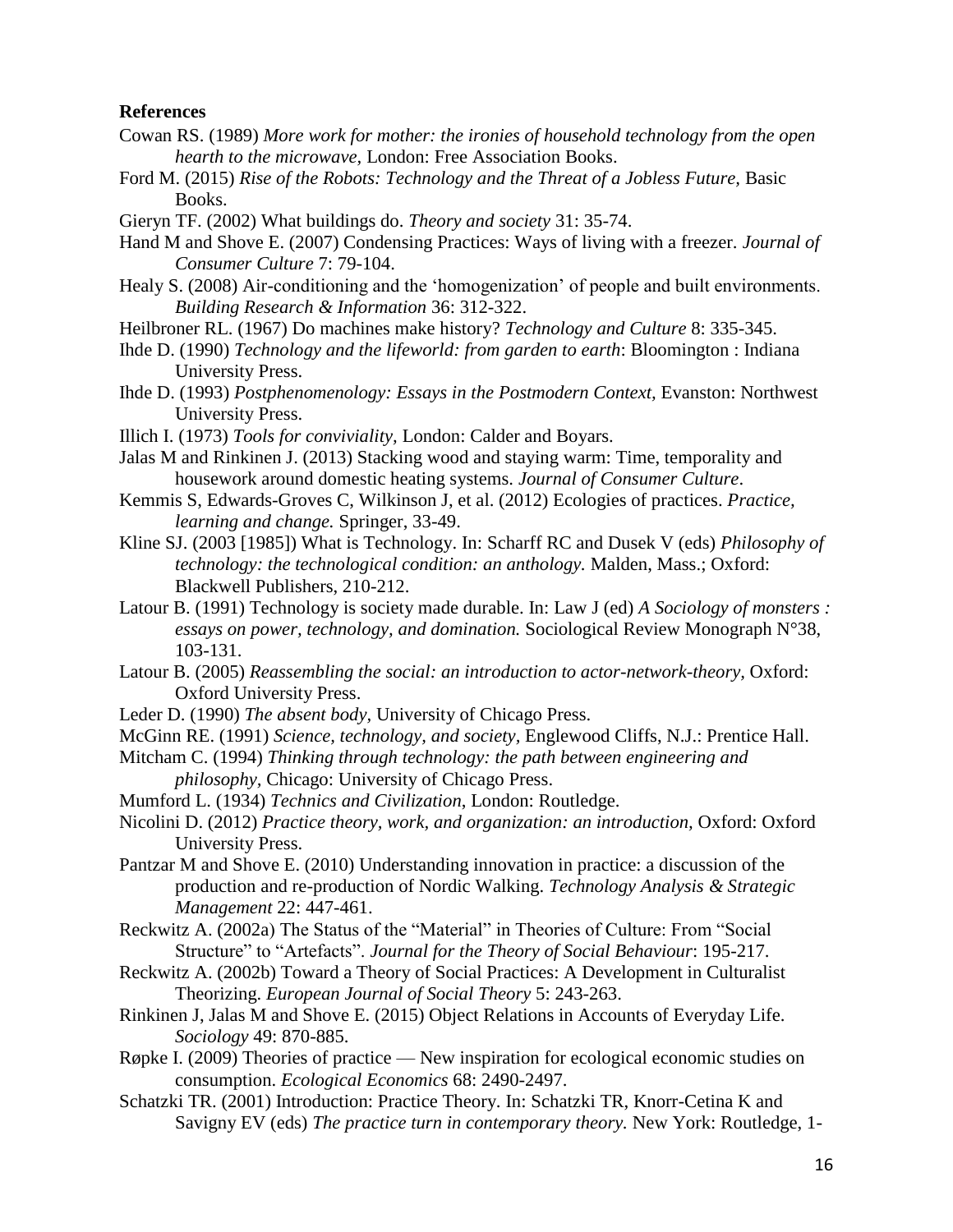**References**

Cowan RS. (1989) *More work for mother: the ironies of household technology from the open hearth to the microwave*, London: Free Association Books.

Ford M. (2015) *Rise of the Robots: Technology and the Threat of a Jobless Future,* Basic Books.

Gieryn TF. (2002) What buildings do. *Theory and society* 31: 35-74.

Hand M and Shove E. (2007) Condensing Practices: Ways of living with a freezer. *Journal of Consumer Culture* 7: 79-104.

Healy S. (2008) Air-conditioning and the 'homogenization' of people and built environments. *Building Research & Information* 36: 312-322.

Heilbroner RL. (1967) Do machines make history? *Technology and Culture* 8: 335-345.

Ihde D. (1990) *Technology and the lifeworld: from garden to earth*: Bloomington : Indiana University Press.

Ihde D. (1993) *Postphenomenology: Essays in the Postmodern Context,* Evanston: Northwest University Press.

Illich I. (1973) *Tools for conviviality,* London: Calder and Boyars.

Jalas M and Rinkinen J. (2013) Stacking wood and staying warm: Time, temporality and housework around domestic heating systems. *Journal of Consumer Culture*.

Kemmis S, Edwards-Groves C, Wilkinson J, et al. (2012) Ecologies of practices. *Practice, learning and change.* Springer, 33-49.

Kline SJ. (2003 [1985]) What is Technology. In: Scharff RC and Dusek V (eds) *Philosophy of technology: the technological condition: an anthology.* Malden, Mass.; Oxford: Blackwell Publishers, 210-212.

Latour B. (1991) Technology is society made durable. In: Law J (ed) *A Sociology of monsters : essays on power, technology, and domination.* Sociological Review Monograph N°38, 103-131.

Latour B. (2005) *Reassembling the social: an introduction to actor-network-theory,* Oxford: Oxford University Press.

Leder D. (1990) *The absent body*, University of Chicago Press.

McGinn RE. (1991) *Science, technology, and society,* Englewood Cliffs, N.J.: Prentice Hall.

Mitcham C. (1994) *Thinking through technology: the path between engineering and philosophy,* Chicago: University of Chicago Press.

Mumford L. (1934) *Technics and Civilization*, London: Routledge.

Nicolini D. (2012) *Practice theory, work, and organization: an introduction,* Oxford: Oxford University Press.

Pantzar M and Shove E. (2010) Understanding innovation in practice: a discussion of the production and re-production of Nordic Walking. *Technology Analysis & Strategic Management* 22: 447-461.

Reckwitz A. (2002a) The Status of the "Material" in Theories of Culture: From "Social Structure" to "Artefacts". *Journal for the Theory of Social Behaviour*: 195-217.

Reckwitz A. (2002b) Toward a Theory of Social Practices: A Development in Culturalist Theorizing. *European Journal of Social Theory* 5: 243-263.

Rinkinen J, Jalas M and Shove E. (2015) Object Relations in Accounts of Everyday Life. *Sociology* 49: 870-885.

Røpke I. (2009) Theories of practice — New inspiration for ecological economic studies on consumption. *Ecological Economics* 68: 2490-2497.

Schatzki TR. (2001) Introduction: Practice Theory. In: Schatzki TR, Knorr-Cetina K and Savigny EV (eds) *The practice turn in contemporary theory.* New York: Routledge, 1-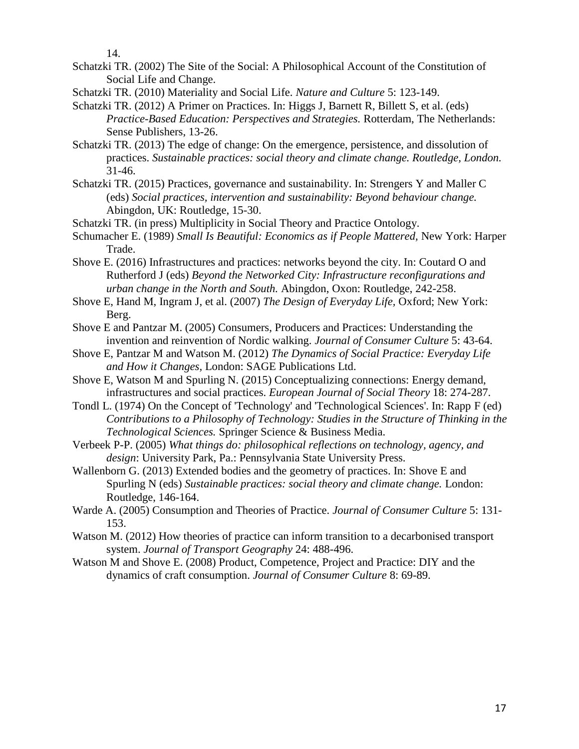14.

Schatzki TR. (2002) The Site of the Social: A Philosophical Account of the Constitution of Social Life and Change.

Schatzki TR. (2010) Materiality and Social Life. *Nature and Culture* 5: 123-149.

Schatzki TR. (2012) A Primer on Practices. In: Higgs J, Barnett R, Billett S, et al. (eds) *Practice-Based Education: Perspectives and Strategies.* Rotterdam, The Netherlands: Sense Publishers, 13-26.

Schatzki TR. (2013) The edge of change: On the emergence, persistence, and dissolution of practices. *Sustainable practices: social theory and climate change. Routledge, London.* 31-46.

Schatzki TR. (2015) Practices, governance and sustainability. In: Strengers Y and Maller C (eds) *Social practices, intervention and sustainability: Beyond behaviour change.* Abingdon, UK: Routledge, 15-30.

Schatzki TR. (in press) Multiplicity in Social Theory and Practice Ontology.

Schumacher E. (1989) *Small Is Beautiful: Economics as if People Mattered,* New York: Harper Trade.

Shove E. (2016) Infrastructures and practices: networks beyond the city. In: Coutard O and Rutherford J (eds) *Beyond the Networked City: Infrastructure reconfigurations and urban change in the North and South.* Abingdon, Oxon: Routledge, 242-258.

Shove E, Hand M, Ingram J, et al. (2007) *The Design of Everyday Life,* Oxford; New York: Berg.

Shove E and Pantzar M. (2005) Consumers, Producers and Practices: Understanding the invention and reinvention of Nordic walking. *Journal of Consumer Culture* 5: 43-64.

Shove E, Pantzar M and Watson M. (2012) *The Dynamics of Social Practice: Everyday Life and How it Changes,* London: SAGE Publications Ltd.

Shove E, Watson M and Spurling N. (2015) Conceptualizing connections: Energy demand, infrastructures and social practices. *European Journal of Social Theory* 18: 274-287.

Tondl L. (1974) On the Concept of 'Technology' and 'Technological Sciences'. In: Rapp F (ed) *Contributions to a Philosophy of Technology: Studies in the Structure of Thinking in the Technological Sciences.* Springer Science & Business Media.

Verbeek P-P. (2005) *What things do: philosophical reflections on technology, agency, and design*: University Park, Pa.: Pennsylvania State University Press.

Wallenborn G. (2013) Extended bodies and the geometry of practices. In: Shove E and Spurling N (eds) *Sustainable practices: social theory and climate change.* London: Routledge, 146-164.

Warde A. (2005) Consumption and Theories of Practice. *Journal of Consumer Culture* 5: 131-153.

Watson M. (2012) How theories of practice can inform transition to a decarbonised transport system. *Journal of Transport Geography* 24: 488-496.

Watson M and Shove E. (2008) Product, Competence, Project and Practice: DIY and the dynamics of craft consumption. *Journal of Consumer Culture* 8: 69-89.